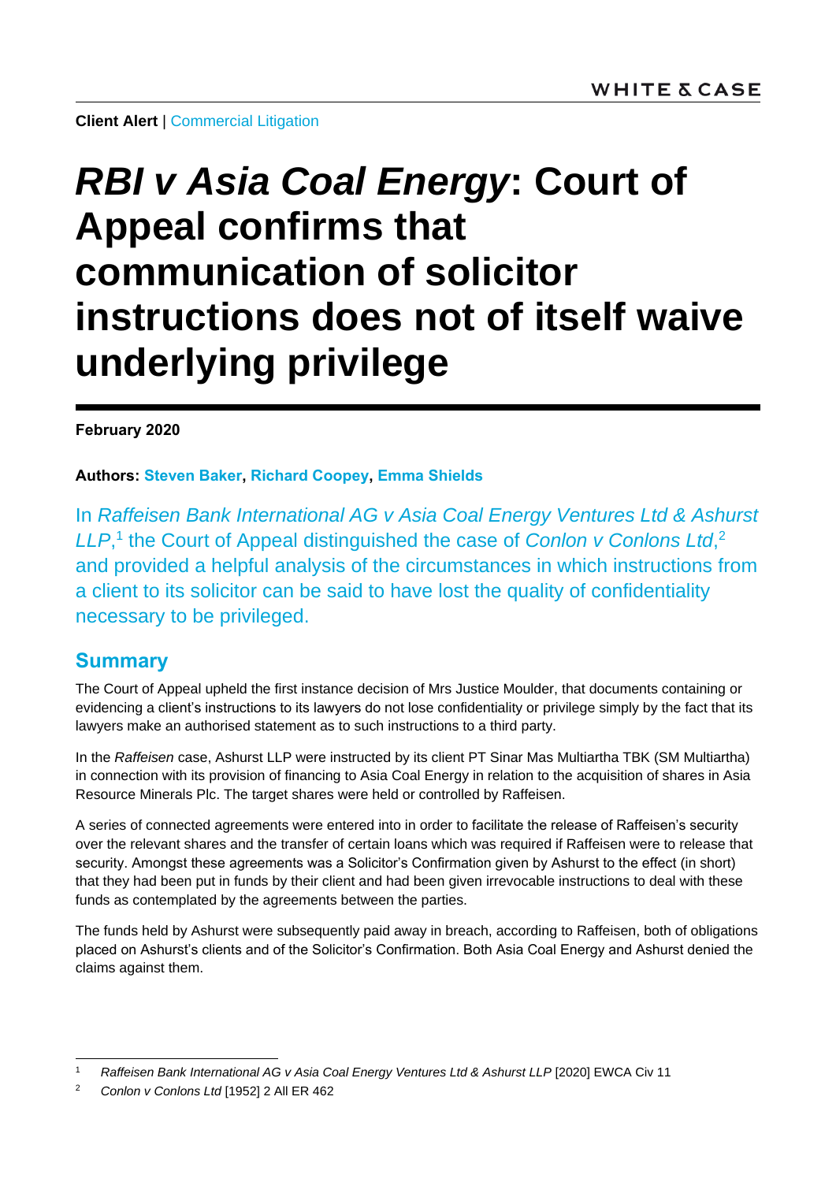**Client Alert** | Commercial Litigation

# *RBI v Asia Coal Energy*: Court of Appeal confirms that communication of solicitor instructions does not of itself waive underlying privilege

**February 2020**

**Authors: Steven Baker, Richard Coopey, Emma Shields**

In *Raffeisen Bank International AG v Asia Coal Energy Ventures Ltd & Ashurst LLP*,[1] the Court of Appeal distinguished the case of *Conlon v Conlons Ltd*,[2] and provided a helpful analysis of the circumstances in which instructions from a client to its solicitor can be said to have lost the quality of confidentiality necessary to be privileged.

## Summary

The Court of Appeal upheld the first instance decision of Mrs Justice Moulder, that documents containing or evidencing a client's instructions to its lawyers do not lose confidentiality or privilege simply by the fact that its lawyers make an authorised statement as to such instructions to a third party.

In the *Raffeisen* case, Ashurst LLP were instructed by its client PT Sinar Mas Multiartha TBK (SM Multiartha) in connection with its provision of financing to Asia Coal Energy in relation to the acquisition of shares in Asia Resource Minerals Plc. The target shares were held or controlled by Raffeisen.

A series of connected agreements were entered into in order to facilitate the release of Raffeisen's security over the relevant shares and the transfer of certain loans which was required if Raffeisen were to release that security. Amongst these agreements was a Solicitor's Confirmation given by Ashurst to the effect (in short) that they had been put in funds by their client and had been given irrevocable instructions to deal with these funds as contemplated by the agreements between the parties.

The funds held by Ashurst were subsequently paid away in breach, according to Raffeisen, both of obligations placed on Ashurst's clients and of the Solicitor's Confirmation. Both Asia Coal Energy and Ashurst denied the claims against them.

---

[1] *Raffeisen Bank International AG v Asia Coal Energy Ventures Ltd & Ashurst LLP* [2020] EWCA Civ 11

[2] *Conlon v Conlons Ltd* [1952] 2 All ER 462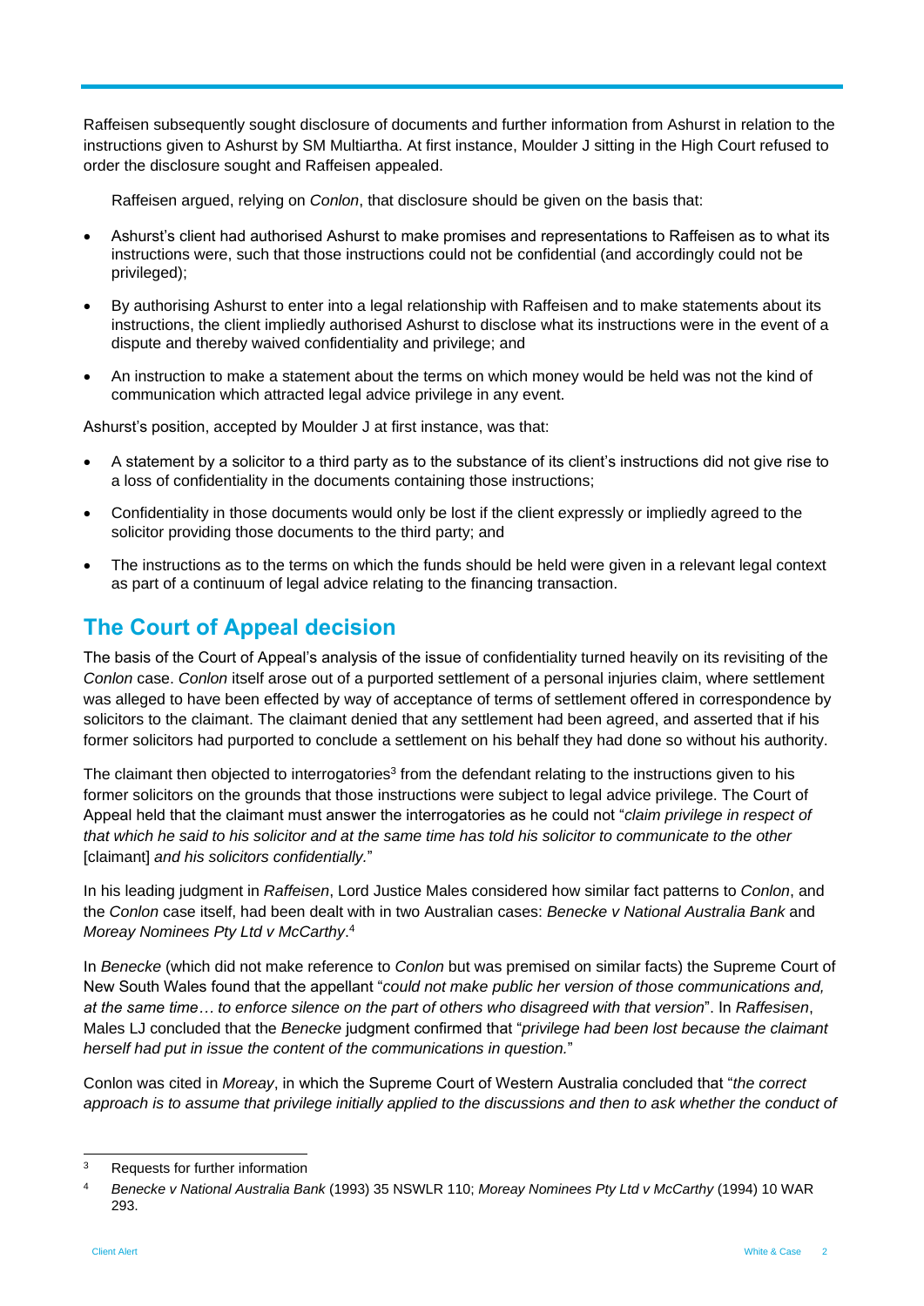Raffeisen subsequently sought disclosure of documents and further information from Ashurst in relation to the instructions given to Ashurst by SM Multiartha. At first instance, Moulder J sitting in the High Court refused to order the disclosure sought and Raffeisen appealed.

Raffeisen argued, relying on *Conlon*, that disclosure should be given on the basis that:

- Ashurst's client had authorised Ashurst to make promises and representations to Raffeisen as to what its instructions were, such that those instructions could not be confidential (and accordingly could not be privileged);
- By authorising Ashurst to enter into a legal relationship with Raffeisen and to make statements about its instructions, the client impliedly authorised Ashurst to disclose what its instructions were in the event of a dispute and thereby waived confidentiality and privilege; and
- An instruction to make a statement about the terms on which money would be held was not the kind of communication which attracted legal advice privilege in any event.

Ashurst's position, accepted by Moulder J at first instance, was that:

- A statement by a solicitor to a third party as to the substance of its client's instructions did not give rise to a loss of confidentiality in the documents containing those instructions;
- Confidentiality in those documents would only be lost if the client expressly or impliedly agreed to the solicitor providing those documents to the third party; and
- The instructions as to the terms on which the funds should be held were given in a relevant legal context as part of a continuum of legal advice relating to the financing transaction.

## The Court of Appeal decision

The basis of the Court of Appeal's analysis of the issue of confidentiality turned heavily on its revisiting of the *Conlon* case. *Conlon* itself arose out of a purported settlement of a personal injuries claim, where settlement was alleged to have been effected by way of acceptance of terms of settlement offered in correspondence by solicitors to the claimant. The claimant denied that any settlement had been agreed, and asserted that if his former solicitors had purported to conclude a settlement on his behalf they had done so without his authority.

The claimant then objected to interrogatories[3] from the defendant relating to the instructions given to his former solicitors on the grounds that those instructions were subject to legal advice privilege. The Court of Appeal held that the claimant must answer the interrogatories as he could not "*claim privilege in respect of that which he said to his solicitor and at the same time has told his solicitor to communicate to the other* [claimant] *and his solicitors confidentially.*"

In his leading judgment in *Raffeisen*, Lord Justice Males considered how similar fact patterns to *Conlon*, and the *Conlon* case itself, had been dealt with in two Australian cases: *Benecke v National Australia Bank* and *Moreay Nominees Pty Ltd v McCarthy*.[4]

In *Benecke* (which did not make reference to *Conlon* but was premised on similar facts) the Supreme Court of New South Wales found that the appellant "*could not make public her version of those communications and, at the same time… to enforce silence on the part of others who disagreed with that version*". In *Raffeisen*, Males LJ concluded that the *Benecke* judgment confirmed that "*privilege had been lost because the claimant herself had put in issue the content of the communications in question.*"

Conlon was cited in *Moreay*, in which the Supreme Court of Western Australia concluded that "*the correct approach is to assume that privilege initially applied to the discussions and then to ask whether the conduct of*

---

[3] Requests for further information

[4] *Benecke v National Australia Bank* (1993) 35 NSWLR 110; *Moreay Nominees Pty Ltd v McCarthy* (1994) 10 WAR 293.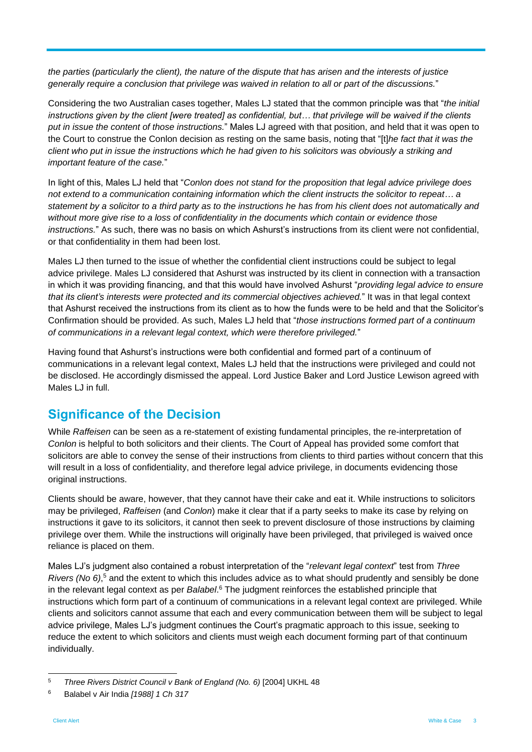*the parties (particularly the client), the nature of the dispute that has arisen and the interests of justice generally require a conclusion that privilege was waived in relation to all or part of the discussions.*"

Considering the two Australian cases together, Males LJ stated that the common principle was that "*the initial instructions given by the client [were treated] as confidential, but… that privilege will be waived if the clients put in issue the content of those instructions.*" Males LJ agreed with that position, and held that it was open to the Court to construe the Conlon decision as resting on the same basis, noting that "[t]*he fact that it was the client who put in issue the instructions which he had given to his solicitors was obviously a striking and important feature of the case.*"

In light of this, Males LJ held that "*Conlon does not stand for the proposition that legal advice privilege does not extend to a communication containing information which the client instructs the solicitor to repeat… a statement by a solicitor to a third party as to the instructions he has from his client does not automatically and without more give rise to a loss of confidentiality in the documents which contain or evidence those instructions.*" As such, there was no basis on which Ashurst's instructions from its client were not confidential, or that confidentiality in them had been lost.

Males LJ then turned to the issue of whether the confidential client instructions could be subject to legal advice privilege. Males LJ considered that Ashurst was instructed by its client in connection with a transaction in which it was providing financing, and that this would have involved Ashurst "*providing legal advice to ensure that its client's interests were protected and its commercial objectives achieved.*" It was in that legal context that Ashurst received the instructions from its client as to how the funds were to be held and that the Solicitor's Confirmation should be provided. As such, Males LJ held that "*those instructions formed part of a continuum of communications in a relevant legal context, which were therefore privileged.*"

Having found that Ashurst's instructions were both confidential and formed part of a continuum of communications in a relevant legal context, Males LJ held that the instructions were privileged and could not be disclosed. He accordingly dismissed the appeal. Lord Justice Baker and Lord Justice Lewison agreed with Males LJ in full.

## Significance of the Decision

While *Raffeisen* can be seen as a re-statement of existing fundamental principles, the re-interpretation of *Conlon* is helpful to both solicitors and their clients. The Court of Appeal has provided some comfort that solicitors are able to convey the sense of their instructions from clients to third parties without concern that this will result in a loss of confidentiality, and therefore legal advice privilege, in documents evidencing those original instructions.

Clients should be aware, however, that they cannot have their cake and eat it. While instructions to solicitors may be privileged, *Raffeisen* (and *Conlon*) make it clear that if a party seeks to make its case by relying on instructions it gave to its solicitors, it cannot then seek to prevent disclosure of those instructions by claiming privilege over them. While the instructions will originally have been privileged, that privileged is waived once reliance is placed on them.

Males LJ's judgment also contained a robust interpretation of the "*relevant legal context*" test from *Three Rivers (No 6)*,[5] and the extent to which this includes advice as to what should prudently and sensibly be done in the relevant legal context as per *Balabel*.[6] The judgment reinforces the established principle that instructions which form part of a continuum of communications in a relevant legal context are privileged. While clients and solicitors cannot assume that each and every communication between them will be subject to legal advice privilege, Males LJ's judgment continues the Court's pragmatic approach to this issue, seeking to reduce the extent to which solicitors and clients must weigh each document forming part of that continuum individually.

---

[5] *Three Rivers District Council v Bank of England (No. 6)* [2004] UKHL 48

[6] Balabel v Air India *[1988] 1 Ch 317*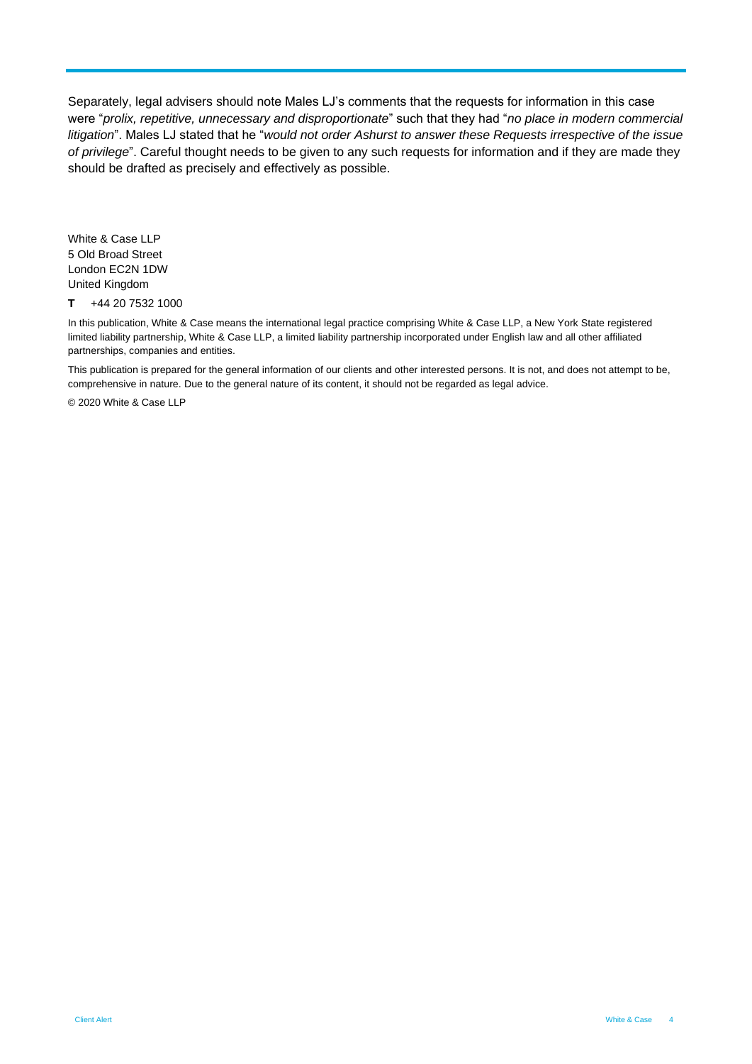Separately, legal advisers should note Males LJ's comments that the requests for information in this case were "*prolix, repetitive, unnecessary and disproportionate*" such that they had "*no place in modern commercial litigation*". Males LJ stated that he "*would not order Ashurst to answer these Requests irrespective of the issue of privilege*". Careful thought needs to be given to any such requests for information and if they are made they should be drafted as precisely and effectively as possible.

White & Case LLP
5 Old Broad Street
London EC2N 1DW
United Kingdom

**T** +44 20 7532 1000

In this publication, White & Case means the international legal practice comprising White & Case LLP, a New York State registered limited liability partnership, White & Case LLP, a limited liability partnership incorporated under English law and all other affiliated partnerships, companies and entities.

This publication is prepared for the general information of our clients and other interested persons. It is not, and does not attempt to be, comprehensive in nature. Due to the general nature of its content, it should not be regarded as legal advice.

© 2020 White & Case LLP